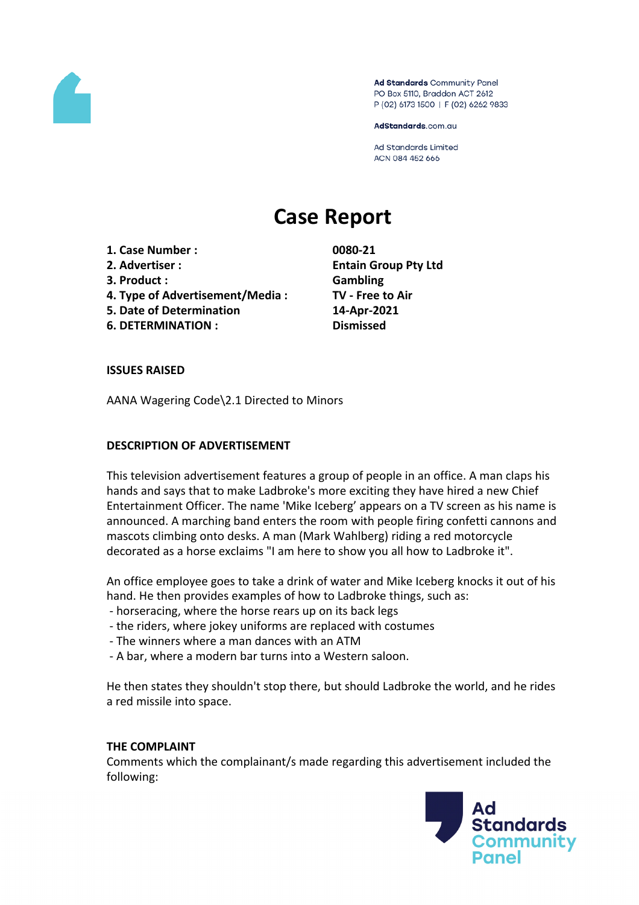Ad Standards Community Panel
PO Box 5110, Braddon ACT 2612
P (02) 6173 1500 | F (02) 6262 9833

AdStandards.com.au

Ad Standards Limited
ACN 084 452 666

# Case Report

| | |
|---|---|
| **1. Case Number :** | **0080-21** |
| **2. Advertiser :** | **Entain Group Pty Ltd** |
| **3. Product :** | **Gambling** |
| **4. Type of Advertisement/Media :** | **TV - Free to Air** |
| **5. Date of Determination** | **14-Apr-2021** |
| **6. DETERMINATION :** | **Dismissed** |

**ISSUES RAISED**

AANA Wagering Code\2.1 Directed to Minors

**DESCRIPTION OF ADVERTISEMENT**

This television advertisement features a group of people in an office. A man claps his hands and says that to make Ladbroke's more exciting they have hired a new Chief Entertainment Officer. The name 'Mike Iceberg' appears on a TV screen as his name is announced. A marching band enters the room with people firing confetti cannons and mascots climbing onto desks. A man (Mark Wahlberg) riding a red motorcycle decorated as a horse exclaims "I am here to show you all how to Ladbroke it".

An office employee goes to take a drink of water and Mike Iceberg knocks it out of his hand. He then provides examples of how to Ladbroke things, such as:

- horseracing, where the horse rears up on its back legs
- the riders, where jokey uniforms are replaced with costumes
- The winners where a man dances with an ATM
- A bar, where a modern bar turns into a Western saloon.

He then states they shouldn't stop there, but should Ladbroke the world, and he rides a red missile into space.

**THE COMPLAINT**

Comments which the complainant/s made regarding this advertisement included the following: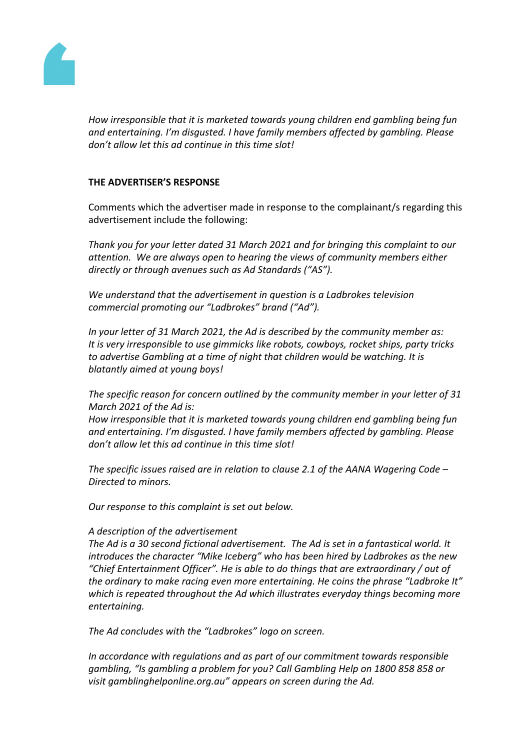*How irresponsible that it is marketed towards young children end gambling being fun and entertaining. I'm disgusted. I have family members affected by gambling. Please don't allow let this ad continue in this time slot!*

**THE ADVERTISER'S RESPONSE**

Comments which the advertiser made in response to the complainant/s regarding this advertisement include the following:

*Thank you for your letter dated 31 March 2021 and for bringing this complaint to our attention. We are always open to hearing the views of community members either directly or through avenues such as Ad Standards ("AS").*

*We understand that the advertisement in question is a Ladbrokes television commercial promoting our "Ladbrokes" brand ("Ad").*

*In your letter of 31 March 2021, the Ad is described by the community member as: It is very irresponsible to use gimmicks like robots, cowboys, rocket ships, party tricks to advertise Gambling at a time of night that children would be watching. It is blatantly aimed at young boys!*

*The specific reason for concern outlined by the community member in your letter of 31 March 2021 of the Ad is:*
*How irresponsible that it is marketed towards young children end gambling being fun and entertaining. I'm disgusted. I have family members affected by gambling. Please don't allow let this ad continue in this time slot!*

*The specific issues raised are in relation to clause 2.1 of the AANA Wagering Code – Directed to minors.*

*Our response to this complaint is set out below.*

*A description of the advertisement*
*The Ad is a 30 second fictional advertisement. The Ad is set in a fantastical world. It introduces the character "Mike Iceberg" who has been hired by Ladbrokes as the new "Chief Entertainment Officer". He is able to do things that are extraordinary / out of the ordinary to make racing even more entertaining. He coins the phrase "Ladbroke It" which is repeated throughout the Ad which illustrates everyday things becoming more entertaining.*

*The Ad concludes with the "Ladbrokes" logo on screen.*

*In accordance with regulations and as part of our commitment towards responsible gambling, "Is gambling a problem for you? Call Gambling Help on 1800 858 858 or visit gamblinghelponline.org.au" appears on screen during the Ad.*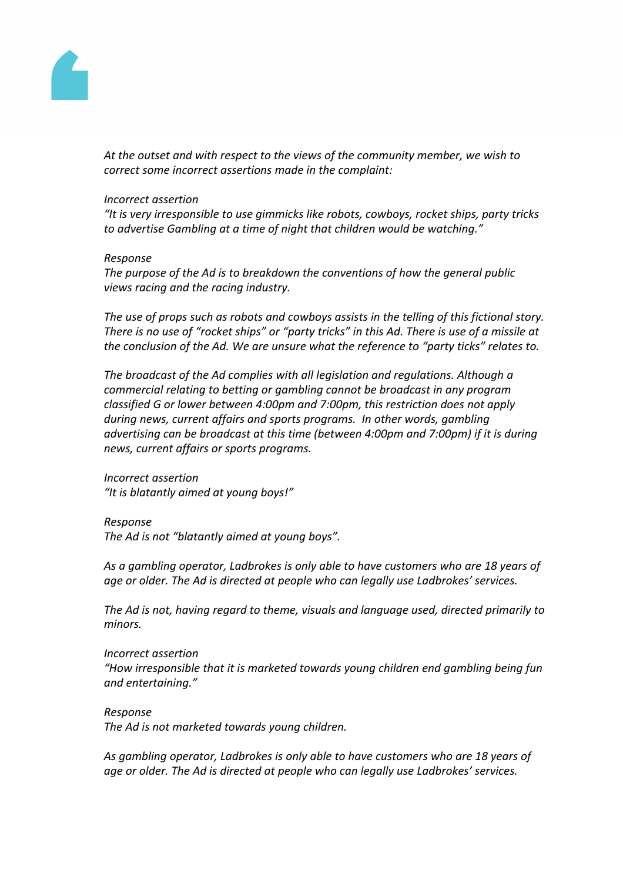*At the outset and with respect to the views of the community member, we wish to correct some incorrect assertions made in the complaint:*

*Incorrect assertion*
*"It is very irresponsible to use gimmicks like robots, cowboys, rocket ships, party tricks to advertise Gambling at a time of night that children would be watching."*

*Response*
*The purpose of the Ad is to breakdown the conventions of how the general public views racing and the racing industry.*

*The use of props such as robots and cowboys assists in the telling of this fictional story. There is no use of "rocket ships" or "party tricks" in this Ad. There is use of a missile at the conclusion of the Ad. We are unsure what the reference to "party ticks" relates to.*

*The broadcast of the Ad complies with all legislation and regulations. Although a commercial relating to betting or gambling cannot be broadcast in any program classified G or lower between 4:00pm and 7:00pm, this restriction does not apply during news, current affairs and sports programs. In other words, gambling advertising can be broadcast at this time (between 4:00pm and 7:00pm) if it is during news, current affairs or sports programs.*

*Incorrect assertion*
*"It is blatantly aimed at young boys!"*

*Response*
*The Ad is not "blatantly aimed at young boys".*

*As a gambling operator, Ladbrokes is only able to have customers who are 18 years of age or older. The Ad is directed at people who can legally use Ladbrokes' services.*

*The Ad is not, having regard to theme, visuals and language used, directed primarily to minors.*

*Incorrect assertion*
*"How irresponsible that it is marketed towards young children end gambling being fun and entertaining."*

*Response*
*The Ad is not marketed towards young children.*

*As gambling operator, Ladbrokes is only able to have customers who are 18 years of age or older. The Ad is directed at people who can legally use Ladbrokes' services.*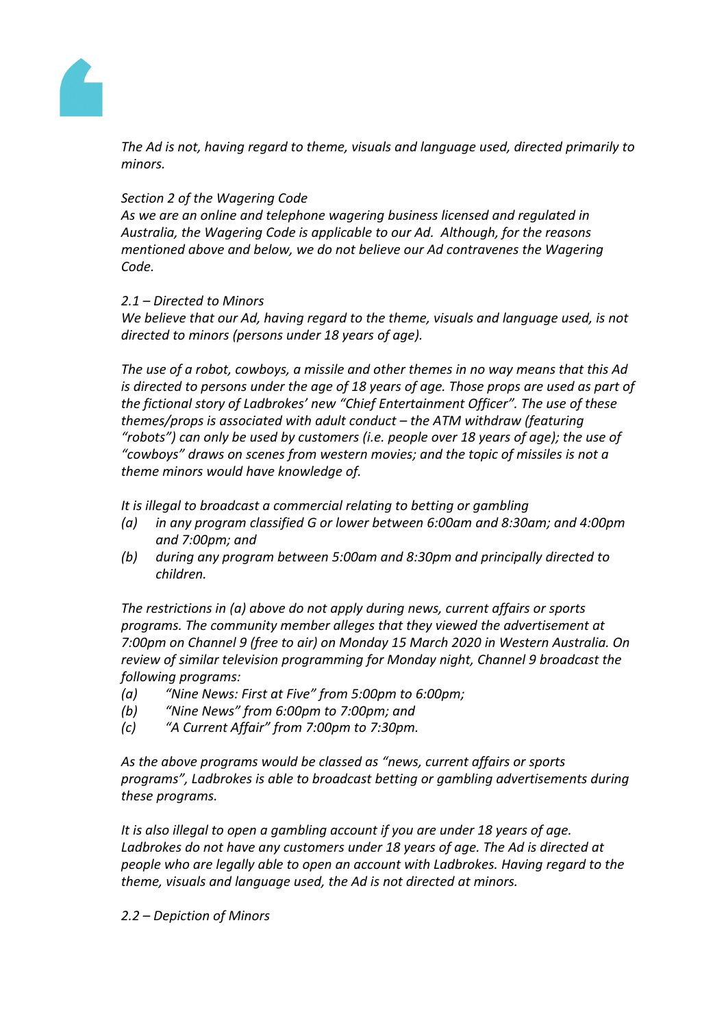*The Ad is not, having regard to theme, visuals and language used, directed primarily to minors.*

*Section 2 of the Wagering Code*
*As we are an online and telephone wagering business licensed and regulated in Australia, the Wagering Code is applicable to our Ad. Although, for the reasons mentioned above and below, we do not believe our Ad contravenes the Wagering Code.*

*2.1 – Directed to Minors*
*We believe that our Ad, having regard to the theme, visuals and language used, is not directed to minors (persons under 18 years of age).*

*The use of a robot, cowboys, a missile and other themes in no way means that this Ad is directed to persons under the age of 18 years of age. Those props are used as part of the fictional story of Ladbrokes' new "Chief Entertainment Officer". The use of these themes/props is associated with adult conduct – the ATM withdraw (featuring "robots") can only be used by customers (i.e. people over 18 years of age); the use of "cowboys" draws on scenes from western movies; and the topic of missiles is not a theme minors would have knowledge of.*

*It is illegal to broadcast a commercial relating to betting or gambling*

- *(a) in any program classified G or lower between 6:00am and 8:30am; and 4:00pm and 7:00pm; and*
- *(b) during any program between 5:00am and 8:30pm and principally directed to children.*

*The restrictions in (a) above do not apply during news, current affairs or sports programs. The community member alleges that they viewed the advertisement at 7:00pm on Channel 9 (free to air) on Monday 15 March 2020 in Western Australia. On review of similar television programming for Monday night, Channel 9 broadcast the following programs:*

- *(a) "Nine News: First at Five" from 5:00pm to 6:00pm;*
- *(b) "Nine News" from 6:00pm to 7:00pm; and*
- *(c) "A Current Affair" from 7:00pm to 7:30pm.*

*As the above programs would be classed as "news, current affairs or sports programs", Ladbrokes is able to broadcast betting or gambling advertisements during these programs.*

*It is also illegal to open a gambling account if you are under 18 years of age. Ladbrokes do not have any customers under 18 years of age. The Ad is directed at people who are legally able to open an account with Ladbrokes. Having regard to the theme, visuals and language used, the Ad is not directed at minors.*

*2.2 – Depiction of Minors*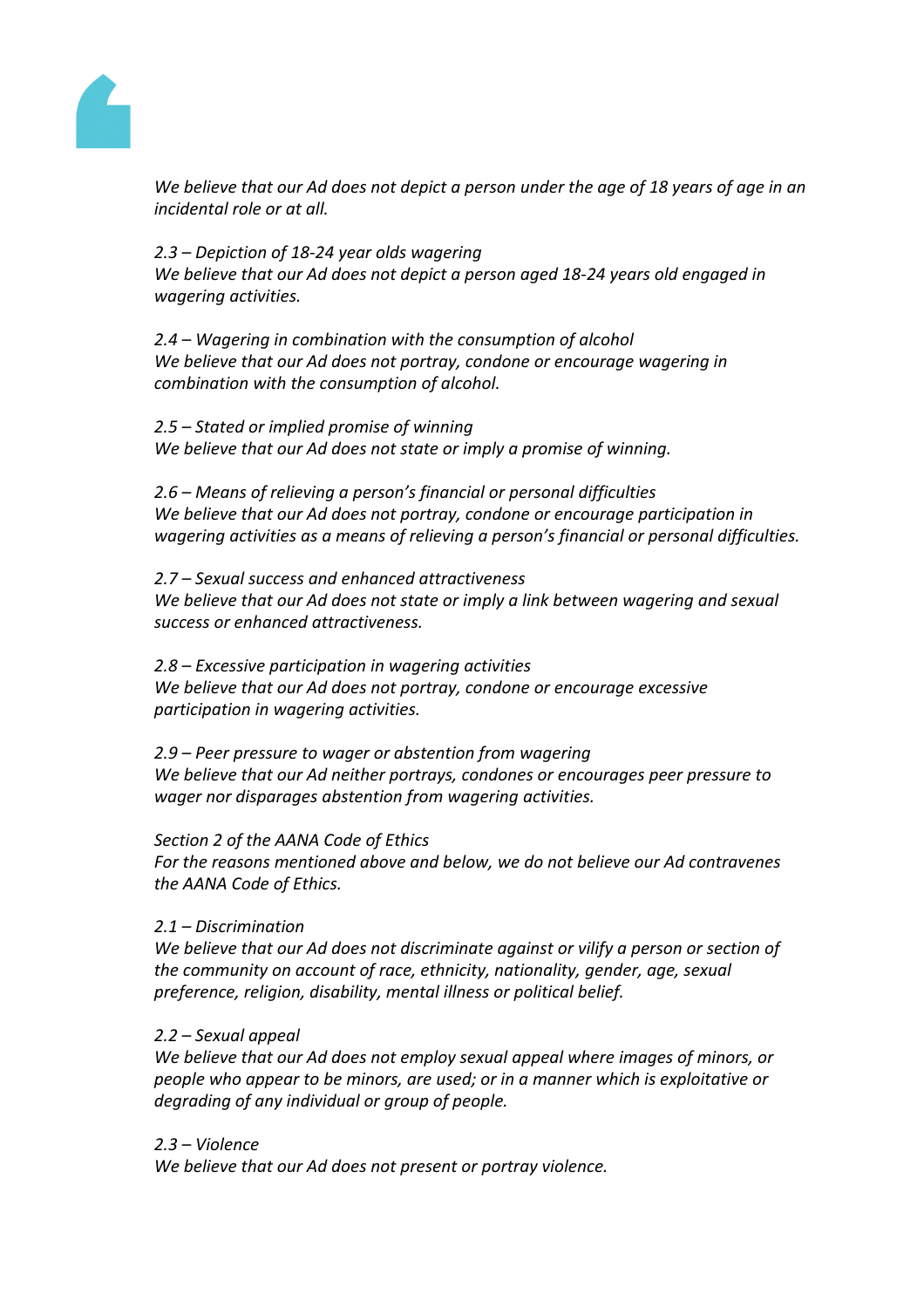*We believe that our Ad does not depict a person under the age of 18 years of age in an incidental role or at all.*

*2.3 – Depiction of 18-24 year olds wagering*
*We believe that our Ad does not depict a person aged 18-24 years old engaged in wagering activities.*

*2.4 – Wagering in combination with the consumption of alcohol*
*We believe that our Ad does not portray, condone or encourage wagering in combination with the consumption of alcohol.*

*2.5 – Stated or implied promise of winning*
*We believe that our Ad does not state or imply a promise of winning.*

*2.6 – Means of relieving a person's financial or personal difficulties*
*We believe that our Ad does not portray, condone or encourage participation in wagering activities as a means of relieving a person's financial or personal difficulties.*

*2.7 – Sexual success and enhanced attractiveness*
*We believe that our Ad does not state or imply a link between wagering and sexual success or enhanced attractiveness.*

*2.8 – Excessive participation in wagering activities*
*We believe that our Ad does not portray, condone or encourage excessive participation in wagering activities.*

*2.9 – Peer pressure to wager or abstention from wagering*
*We believe that our Ad neither portrays, condones or encourages peer pressure to wager nor disparages abstention from wagering activities.*

*Section 2 of the AANA Code of Ethics*
*For the reasons mentioned above and below, we do not believe our Ad contravenes the AANA Code of Ethics.*

*2.1 – Discrimination*
*We believe that our Ad does not discriminate against or vilify a person or section of the community on account of race, ethnicity, nationality, gender, age, sexual preference, religion, disability, mental illness or political belief.*

*2.2 – Sexual appeal*
*We believe that our Ad does not employ sexual appeal where images of minors, or people who appear to be minors, are used; or in a manner which is exploitative or degrading of any individual or group of people.*

*2.3 – Violence*
*We believe that our Ad does not present or portray violence.*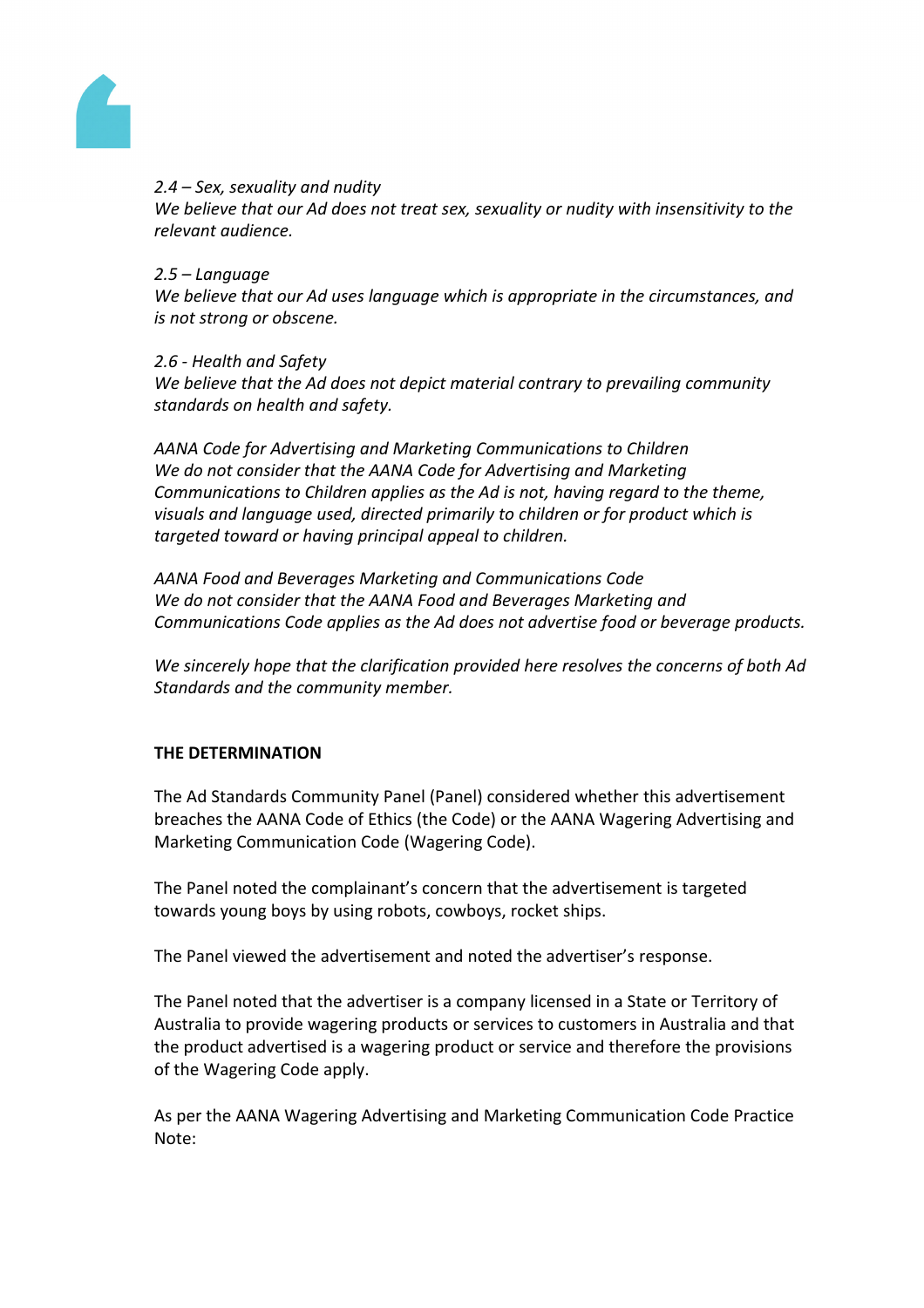*2.4 – Sex, sexuality and nudity*
*We believe that our Ad does not treat sex, sexuality or nudity with insensitivity to the relevant audience.*

*2.5 – Language*
*We believe that our Ad uses language which is appropriate in the circumstances, and is not strong or obscene.*

*2.6 - Health and Safety*
*We believe that the Ad does not depict material contrary to prevailing community standards on health and safety.*

*AANA Code for Advertising and Marketing Communications to Children*
*We do not consider that the AANA Code for Advertising and Marketing Communications to Children applies as the Ad is not, having regard to the theme, visuals and language used, directed primarily to children or for product which is targeted toward or having principal appeal to children.*

*AANA Food and Beverages Marketing and Communications Code*
*We do not consider that the AANA Food and Beverages Marketing and Communications Code applies as the Ad does not advertise food or beverage products.*

*We sincerely hope that the clarification provided here resolves the concerns of both Ad Standards and the community member.*

**THE DETERMINATION**

The Ad Standards Community Panel (Panel) considered whether this advertisement breaches the AANA Code of Ethics (the Code) or the AANA Wagering Advertising and Marketing Communication Code (Wagering Code).

The Panel noted the complainant's concern that the advertisement is targeted towards young boys by using robots, cowboys, rocket ships.

The Panel viewed the advertisement and noted the advertiser's response.

The Panel noted that the advertiser is a company licensed in a State or Territory of Australia to provide wagering products or services to customers in Australia and that the product advertised is a wagering product or service and therefore the provisions of the Wagering Code apply.

As per the AANA Wagering Advertising and Marketing Communication Code Practice Note: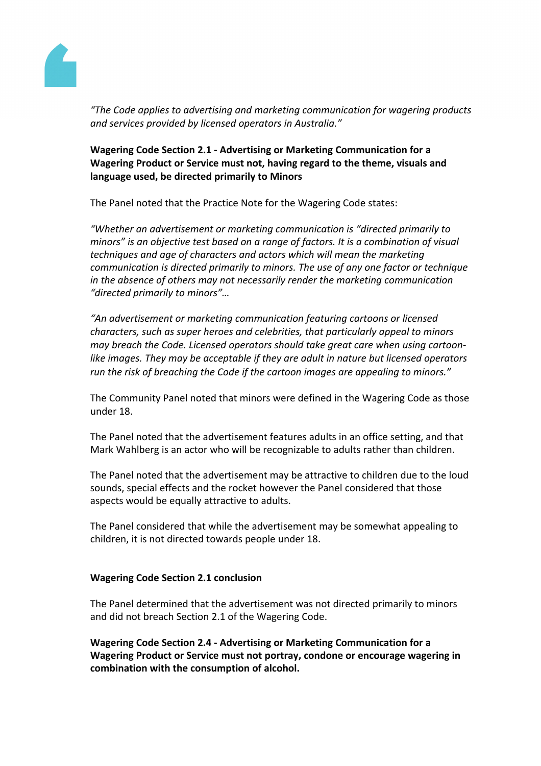*"The Code applies to advertising and marketing communication for wagering products and services provided by licensed operators in Australia."*

**Wagering Code Section 2.1 - Advertising or Marketing Communication for a Wagering Product or Service must not, having regard to the theme, visuals and language used, be directed primarily to Minors**

The Panel noted that the Practice Note for the Wagering Code states:

*"Whether an advertisement or marketing communication is "directed primarily to minors" is an objective test based on a range of factors. It is a combination of visual techniques and age of characters and actors which will mean the marketing communication is directed primarily to minors. The use of any one factor or technique in the absence of others may not necessarily render the marketing communication "directed primarily to minors"…*

*"An advertisement or marketing communication featuring cartoons or licensed characters, such as super heroes and celebrities, that particularly appeal to minors may breach the Code. Licensed operators should take great care when using cartoon-like images. They may be acceptable if they are adult in nature but licensed operators run the risk of breaching the Code if the cartoon images are appealing to minors."*

The Community Panel noted that minors were defined in the Wagering Code as those under 18.

The Panel noted that the advertisement features adults in an office setting, and that Mark Wahlberg is an actor who will be recognizable to adults rather than children.

The Panel noted that the advertisement may be attractive to children due to the loud sounds, special effects and the rocket however the Panel considered that those aspects would be equally attractive to adults.

The Panel considered that while the advertisement may be somewhat appealing to children, it is not directed towards people under 18.

**Wagering Code Section 2.1 conclusion**

The Panel determined that the advertisement was not directed primarily to minors and did not breach Section 2.1 of the Wagering Code.

**Wagering Code Section 2.4 - Advertising or Marketing Communication for a Wagering Product or Service must not portray, condone or encourage wagering in combination with the consumption of alcohol.**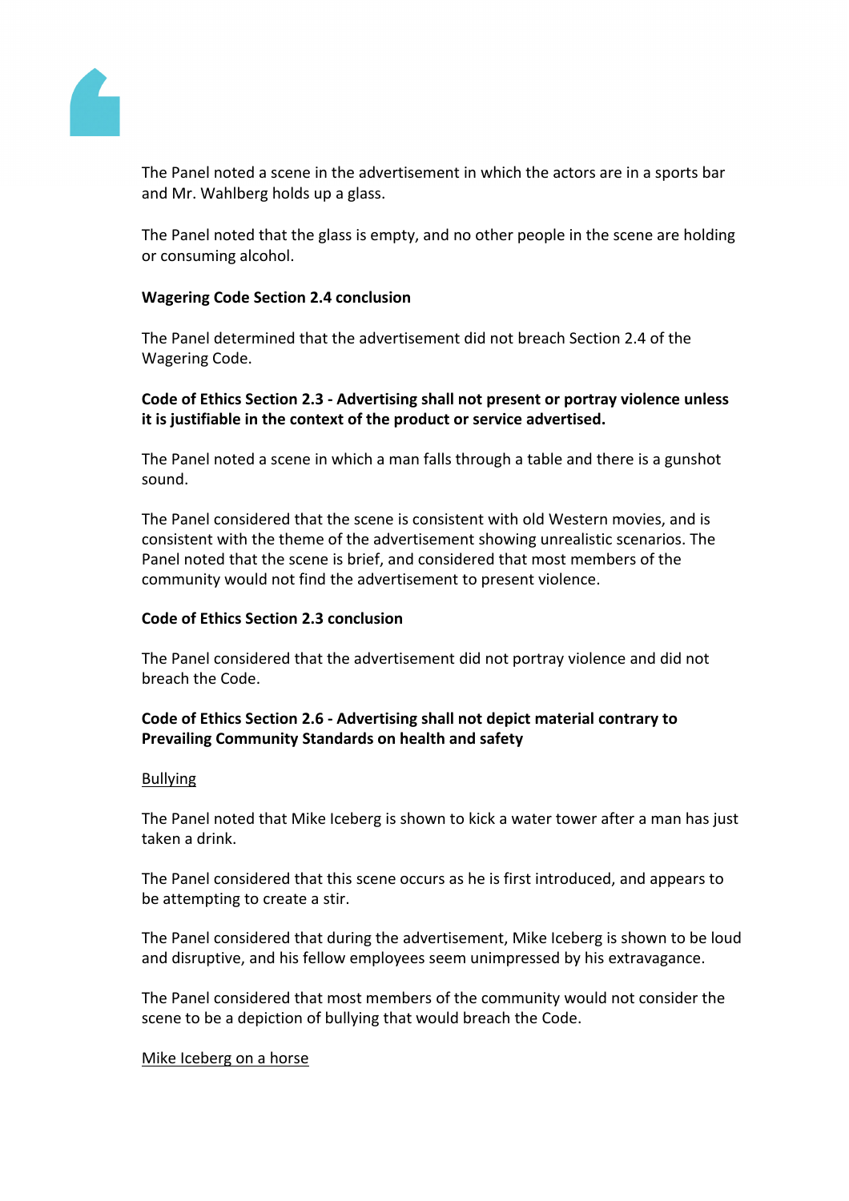The Panel noted a scene in the advertisement in which the actors are in a sports bar and Mr. Wahlberg holds up a glass.

The Panel noted that the glass is empty, and no other people in the scene are holding or consuming alcohol.

**Wagering Code Section 2.4 conclusion**

The Panel determined that the advertisement did not breach Section 2.4 of the Wagering Code.

**Code of Ethics Section 2.3 - Advertising shall not present or portray violence unless it is justifiable in the context of the product or service advertised.**

The Panel noted a scene in which a man falls through a table and there is a gunshot sound.

The Panel considered that the scene is consistent with old Western movies, and is consistent with the theme of the advertisement showing unrealistic scenarios. The Panel noted that the scene is brief, and considered that most members of the community would not find the advertisement to present violence.

**Code of Ethics Section 2.3 conclusion**

The Panel considered that the advertisement did not portray violence and did not breach the Code.

**Code of Ethics Section 2.6 - Advertising shall not depict material contrary to Prevailing Community Standards on health and safety**

<u>Bullying</u>

The Panel noted that Mike Iceberg is shown to kick a water tower after a man has just taken a drink.

The Panel considered that this scene occurs as he is first introduced, and appears to be attempting to create a stir.

The Panel considered that during the advertisement, Mike Iceberg is shown to be loud and disruptive, and his fellow employees seem unimpressed by his extravagance.

The Panel considered that most members of the community would not consider the scene to be a depiction of bullying that would breach the Code.

<u>Mike Iceberg on a horse</u>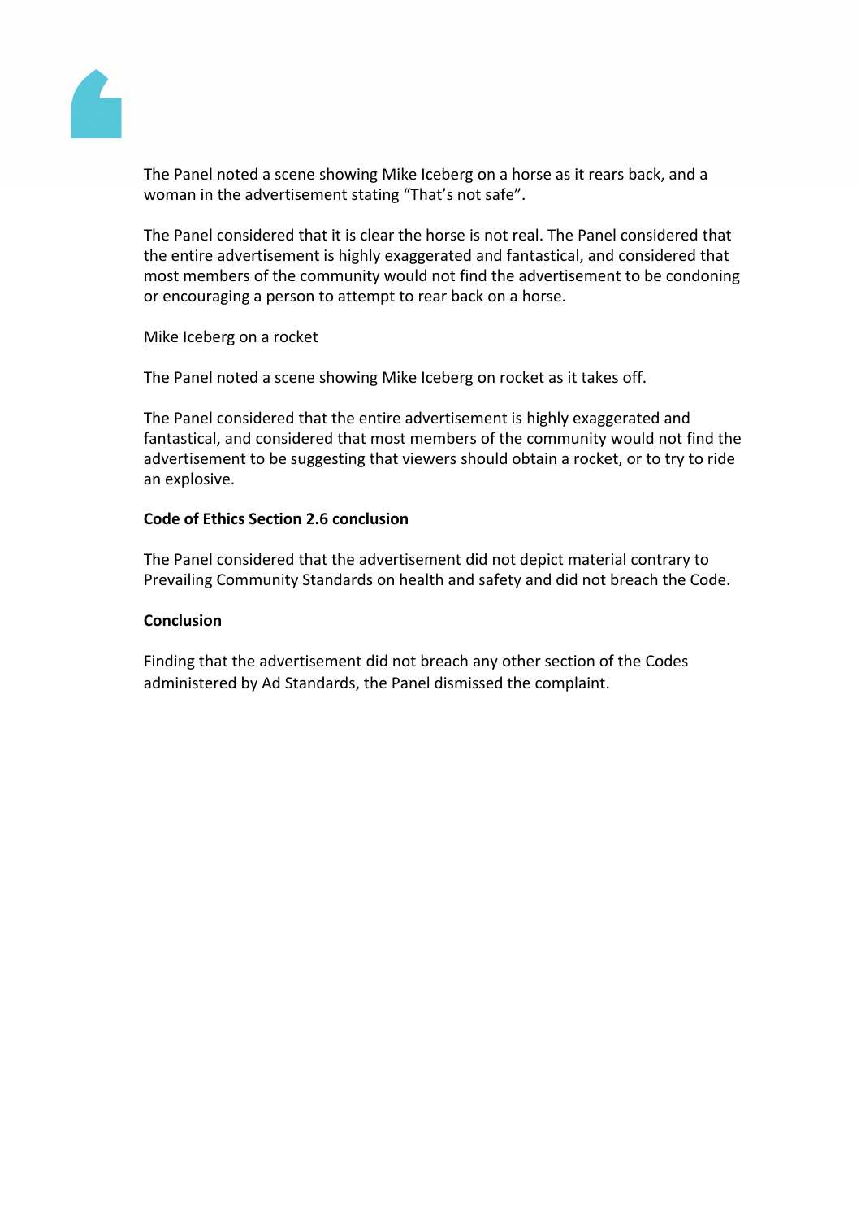The Panel noted a scene showing Mike Iceberg on a horse as it rears back, and a woman in the advertisement stating "That's not safe".

The Panel considered that it is clear the horse is not real. The Panel considered that the entire advertisement is highly exaggerated and fantastical, and considered that most members of the community would not find the advertisement to be condoning or encouraging a person to attempt to rear back on a horse.

<u>Mike Iceberg on a rocket</u>

The Panel noted a scene showing Mike Iceberg on rocket as it takes off.

The Panel considered that the entire advertisement is highly exaggerated and fantastical, and considered that most members of the community would not find the advertisement to be suggesting that viewers should obtain a rocket, or to try to ride an explosive.

**Code of Ethics Section 2.6 conclusion**

The Panel considered that the advertisement did not depict material contrary to Prevailing Community Standards on health and safety and did not breach the Code.

**Conclusion**

Finding that the advertisement did not breach any other section of the Codes administered by Ad Standards, the Panel dismissed the complaint.